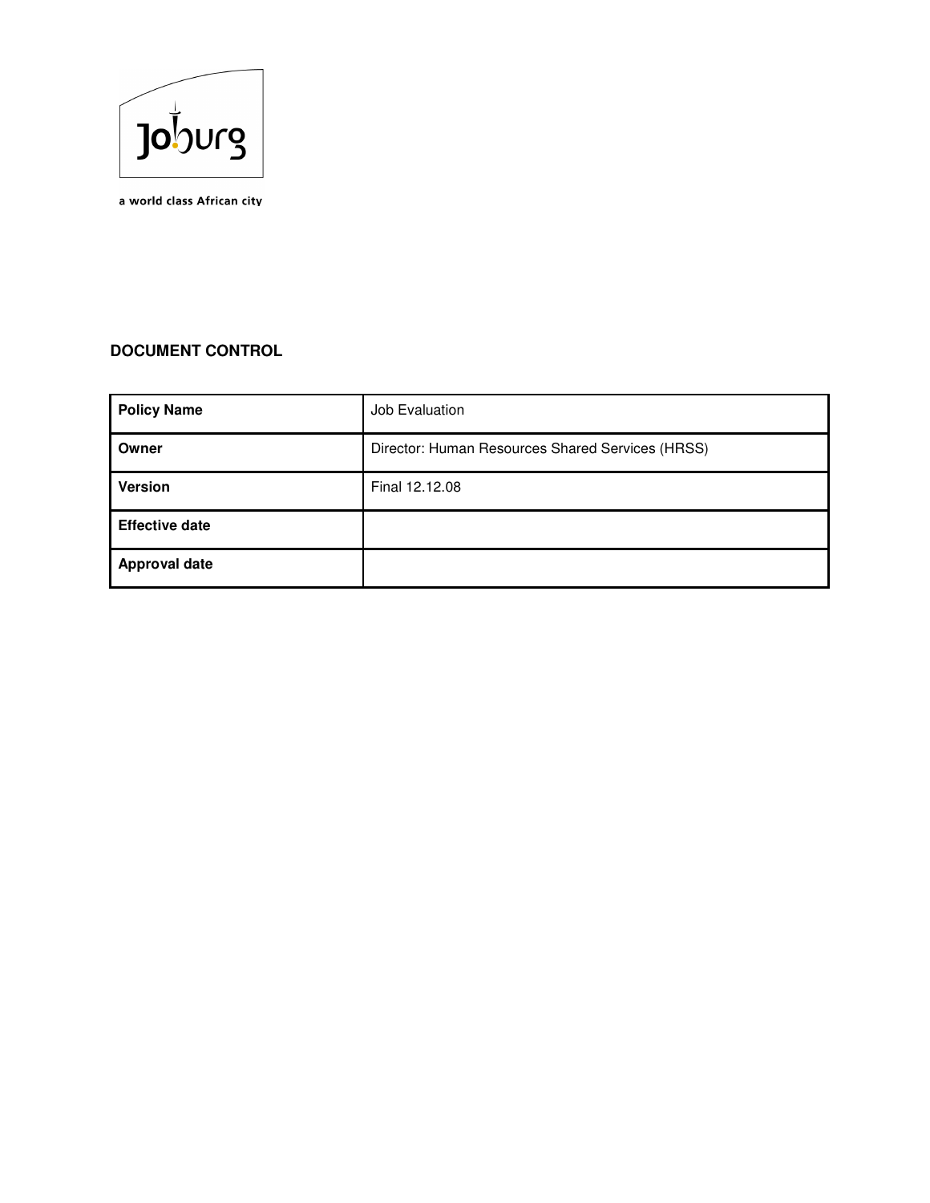a world class African city

## DOCUMENT CONTROL

| **Policy Name** | Job Evaluation |
|---|---|
| **Owner** | Director: Human Resources Shared Services (HRSS) |
| **Version** | Final 12.12.08 |
| **Effective date** | |
| **Approval date** | |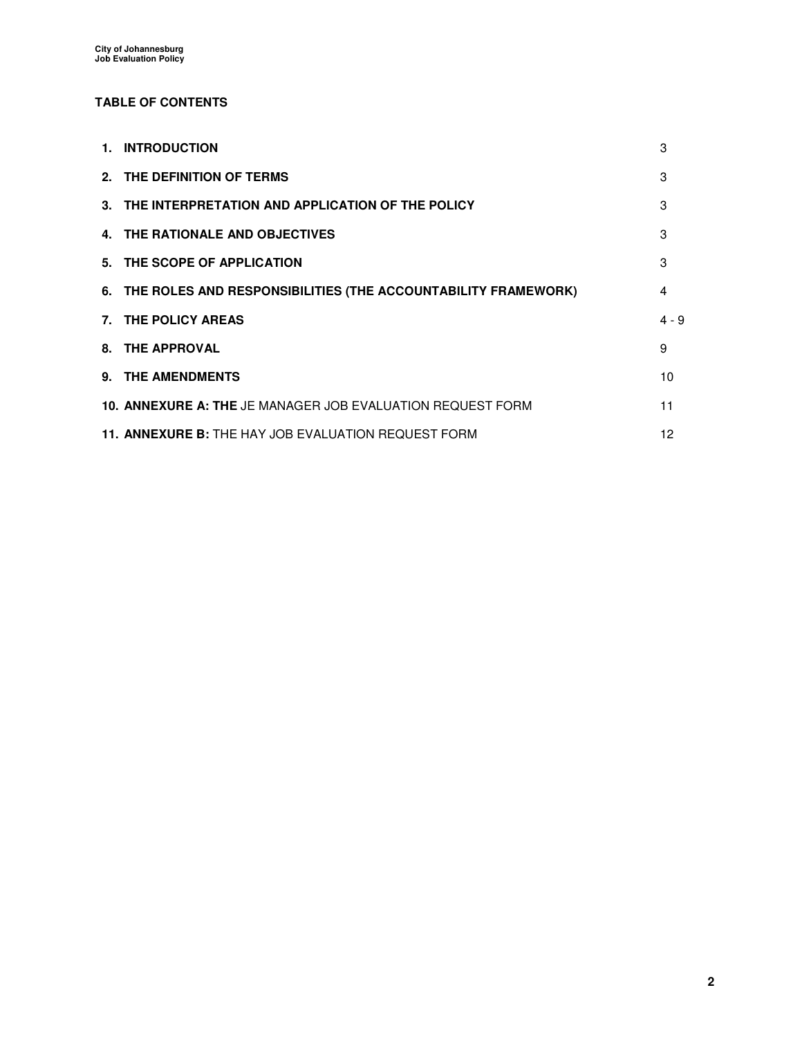**TABLE OF CONTENTS**

| | |
|---|---|
| **1. INTRODUCTION** | 3 |
| **2. THE DEFINITION OF TERMS** | 3 |
| **3. THE INTERPRETATION AND APPLICATION OF THE POLICY** | 3 |
| **4. THE RATIONALE AND OBJECTIVES** | 3 |
| **5. THE SCOPE OF APPLICATION** | 3 |
| **6. THE ROLES AND RESPONSIBILITIES (THE ACCOUNTABILITY FRAMEWORK)** | 4 |
| **7. THE POLICY AREAS** | 4 - 9 |
| **8. THE APPROVAL** | 9 |
| **9. THE AMENDMENTS** | 10 |
| **10. ANNEXURE A: THE** JE MANAGER JOB EVALUATION REQUEST FORM | 11 |
| **11. ANNEXURE B:** THE HAY JOB EVALUATION REQUEST FORM | 12 |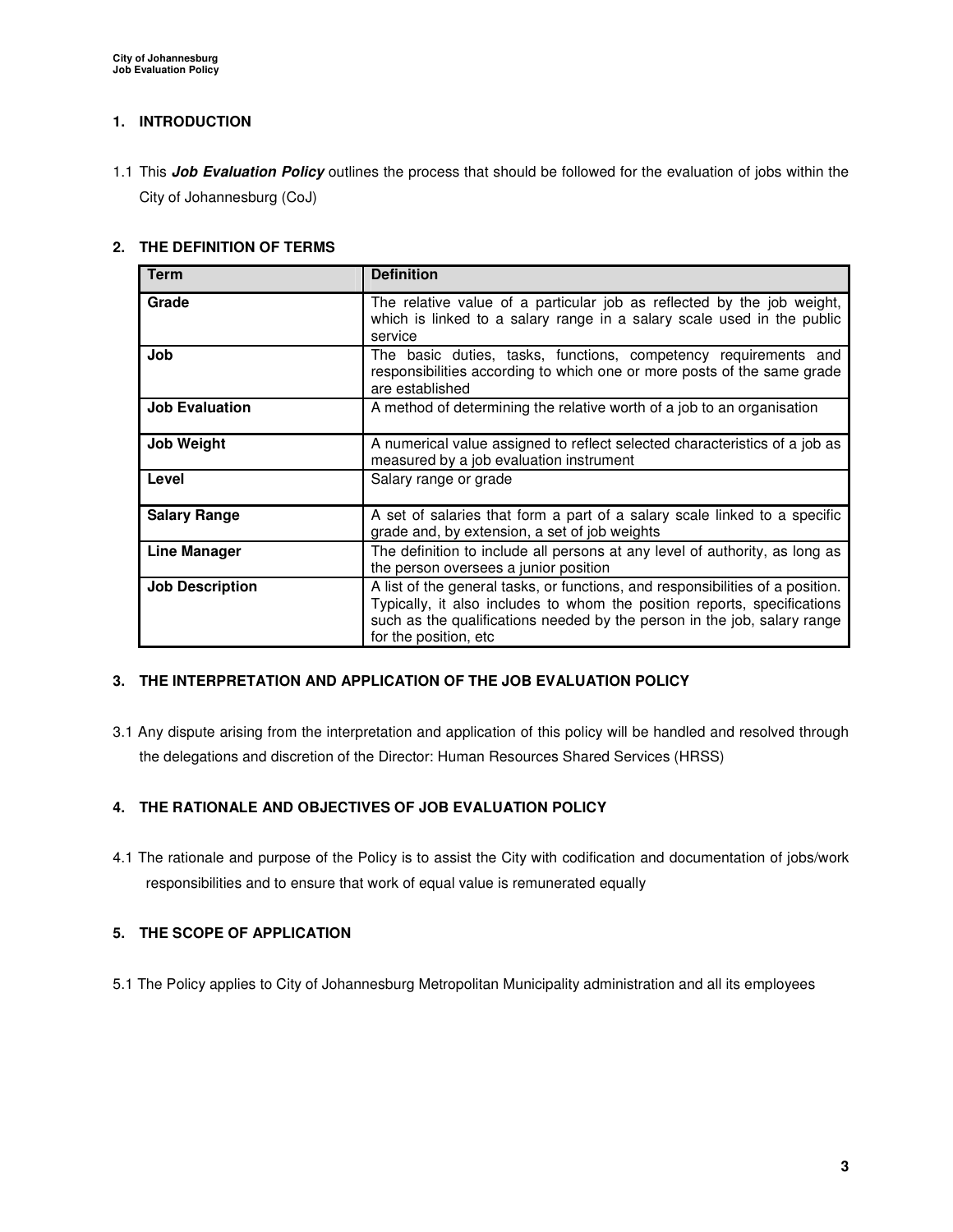## 1. INTRODUCTION

1.1 This ***Job Evaluation Policy*** outlines the process that should be followed for the evaluation of jobs within the City of Johannesburg (CoJ)

## 2. THE DEFINITION OF TERMS

| Term | Definition |
|---|---|
| **Grade** | The relative value of a particular job as reflected by the job weight, which is linked to a salary range in a salary scale used in the public service |
| **Job** | The basic duties, tasks, functions, competency requirements and responsibilities according to which one or more posts of the same grade are established |
| **Job Evaluation** | A method of determining the relative worth of a job to an organisation |
| **Job Weight** | A numerical value assigned to reflect selected characteristics of a job as measured by a job evaluation instrument |
| **Level** | Salary range or grade |
| **Salary Range** | A set of salaries that form a part of a salary scale linked to a specific grade and, by extension, a set of job weights |
| **Line Manager** | The definition to include all persons at any level of authority, as long as the person oversees a junior position |
| **Job Description** | A list of the general tasks, or functions, and responsibilities of a position. Typically, it also includes to whom the position reports, specifications such as the qualifications needed by the person in the job, salary range for the position, etc |

## 3. THE INTERPRETATION AND APPLICATION OF THE JOB EVALUATION POLICY

3.1 Any dispute arising from the interpretation and application of this policy will be handled and resolved through the delegations and discretion of the Director: Human Resources Shared Services (HRSS)

## 4. THE RATIONALE AND OBJECTIVES OF JOB EVALUATION POLICY

4.1 The rationale and purpose of the Policy is to assist the City with codification and documentation of jobs/work responsibilities and to ensure that work of equal value is remunerated equally

## 5. THE SCOPE OF APPLICATION

5.1 The Policy applies to City of Johannesburg Metropolitan Municipality administration and all its employees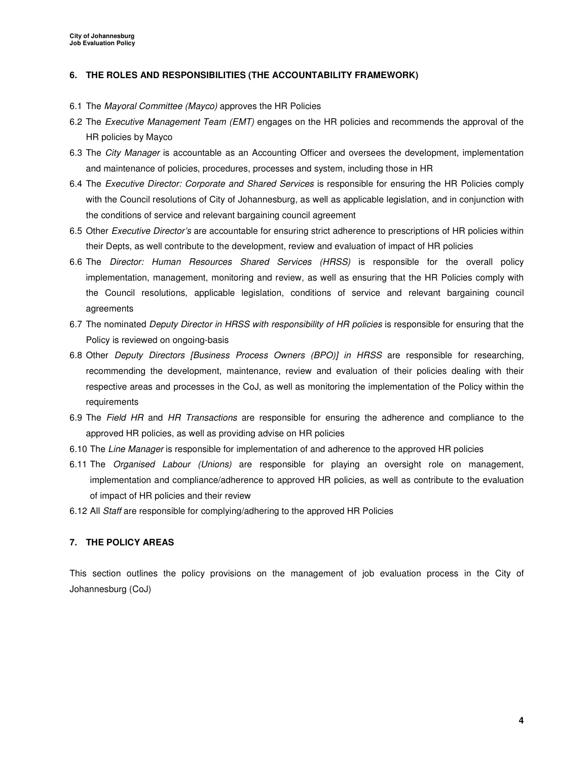## 6. THE ROLES AND RESPONSIBILITIES (THE ACCOUNTABILITY FRAMEWORK)

6.1 The *Mayoral Committee (Mayco)* approves the HR Policies

6.2 The *Executive Management Team (EMT)* engages on the HR policies and recommends the approval of the HR policies by Mayco

6.3 The *City Manager* is accountable as an Accounting Officer and oversees the development, implementation and maintenance of policies, procedures, processes and system, including those in HR

6.4 The *Executive Director: Corporate and Shared Services* is responsible for ensuring the HR Policies comply with the Council resolutions of City of Johannesburg, as well as applicable legislation, and in conjunction with the conditions of service and relevant bargaining council agreement

6.5 Other *Executive Director's* are accountable for ensuring strict adherence to prescriptions of HR policies within their Depts, as well contribute to the development, review and evaluation of impact of HR policies

6.6 The *Director: Human Resources Shared Services (HRSS)* is responsible for the overall policy implementation, management, monitoring and review, as well as ensuring that the HR Policies comply with the Council resolutions, applicable legislation, conditions of service and relevant bargaining council agreements

6.7 The nominated *Deputy Director in HRSS with responsibility of HR policies* is responsible for ensuring that the Policy is reviewed on ongoing-basis

6.8 Other *Deputy Directors [Business Process Owners (BPO)] in HRSS* are responsible for researching, recommending the development, maintenance, review and evaluation of their policies dealing with their respective areas and processes in the CoJ, as well as monitoring the implementation of the Policy within the requirements

6.9 The *Field HR* and *HR Transactions* are responsible for ensuring the adherence and compliance to the approved HR policies, as well as providing advise on HR policies

6.10 The *Line Manager* is responsible for implementation of and adherence to the approved HR policies

6.11 The *Organised Labour (Unions)* are responsible for playing an oversight role on management, implementation and compliance/adherence to approved HR policies, as well as contribute to the evaluation of impact of HR policies and their review

6.12 All *Staff* are responsible for complying/adhering to the approved HR Policies

## 7. THE POLICY AREAS

This section outlines the policy provisions on the management of job evaluation process in the City of Johannesburg (CoJ)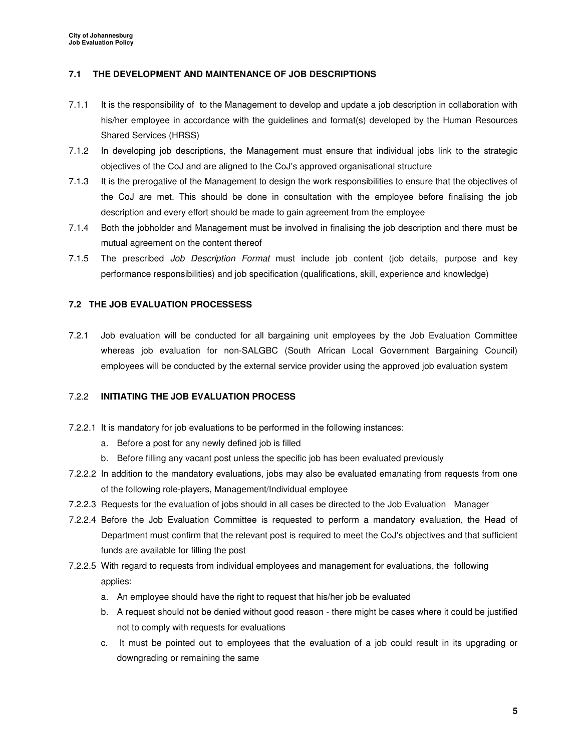### 7.1 THE DEVELOPMENT AND MAINTENANCE OF JOB DESCRIPTIONS

7.1.1 It is the responsibility of to the Management to develop and update a job description in collaboration with his/her employee in accordance with the guidelines and format(s) developed by the Human Resources Shared Services (HRSS)

7.1.2 In developing job descriptions, the Management must ensure that individual jobs link to the strategic objectives of the CoJ and are aligned to the CoJ's approved organisational structure

7.1.3 It is the prerogative of the Management to design the work responsibilities to ensure that the objectives of the CoJ are met. This should be done in consultation with the employee before finalising the job description and every effort should be made to gain agreement from the employee

7.1.4 Both the jobholder and Management must be involved in finalising the job description and there must be mutual agreement on the content thereof

7.1.5 The prescribed *Job Description Format* must include job content (job details, purpose and key performance responsibilities) and job specification (qualifications, skill, experience and knowledge)

### 7.2 THE JOB EVALUATION PROCESSESS

7.2.1 Job evaluation will be conducted for all bargaining unit employees by the Job Evaluation Committee whereas job evaluation for non-SALGBC (South African Local Government Bargaining Council) employees will be conducted by the external service provider using the approved job evaluation system

#### 7.2.2 INITIATING THE JOB EVALUATION PROCESS

7.2.2.1 It is mandatory for job evaluations to be performed in the following instances:

a. Before a post for any newly defined job is filled
b. Before filling any vacant post unless the specific job has been evaluated previously

7.2.2.2 In addition to the mandatory evaluations, jobs may also be evaluated emanating from requests from one of the following role-players, Management/Individual employee

7.2.2.3 Requests for the evaluation of jobs should in all cases be directed to the Job Evaluation Manager

7.2.2.4 Before the Job Evaluation Committee is requested to perform a mandatory evaluation, the Head of Department must confirm that the relevant post is required to meet the CoJ's objectives and that sufficient funds are available for filling the post

7.2.2.5 With regard to requests from individual employees and management for evaluations, the following applies:

a. An employee should have the right to request that his/her job be evaluated
b. A request should not be denied without good reason - there might be cases where it could be justified not to comply with requests for evaluations
c. It must be pointed out to employees that the evaluation of a job could result in its upgrading or downgrading or remaining the same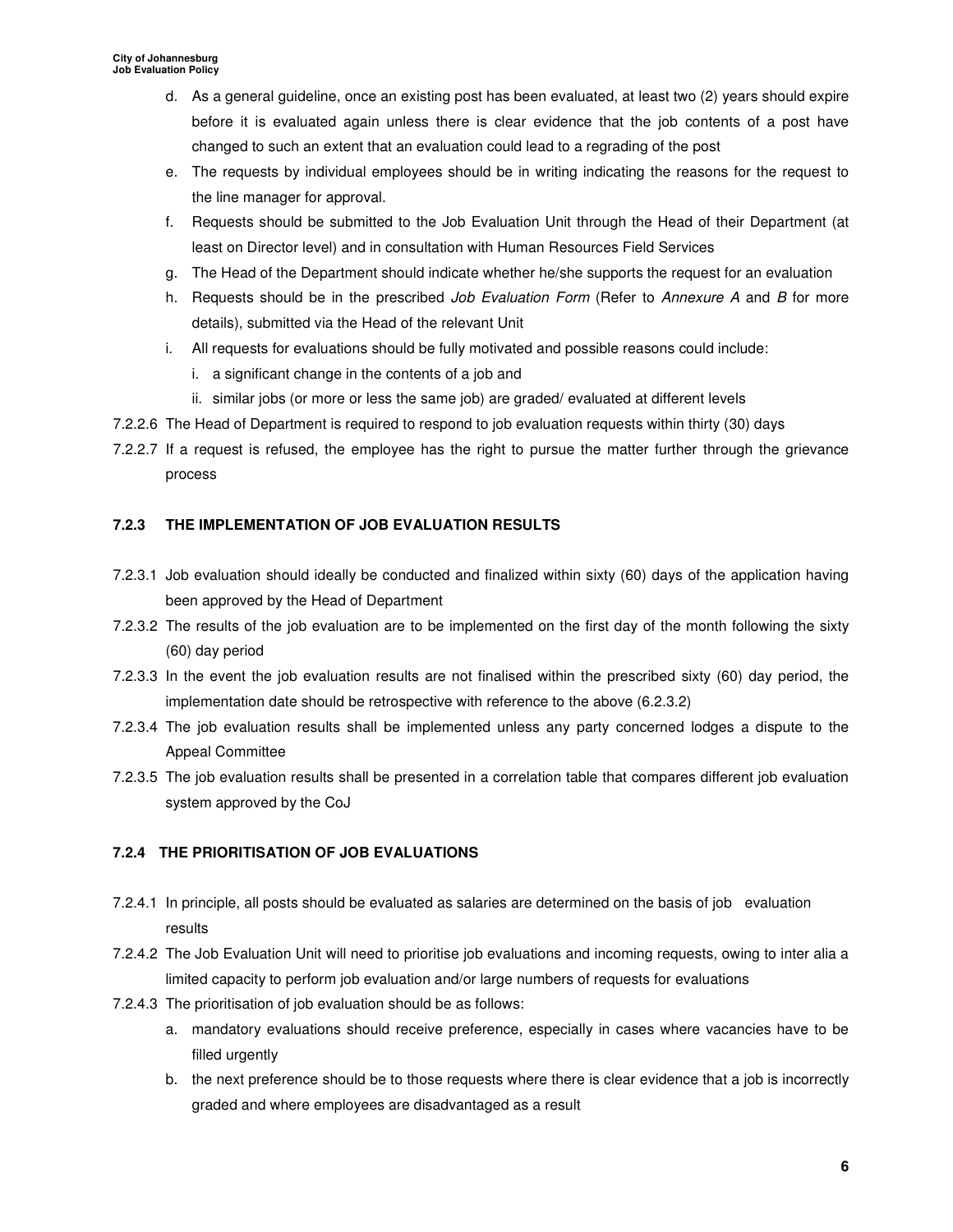d. As a general guideline, once an existing post has been evaluated, at least two (2) years should expire before it is evaluated again unless there is clear evidence that the job contents of a post have changed to such an extent that an evaluation could lead to a regrading of the post

e. The requests by individual employees should be in writing indicating the reasons for the request to the line manager for approval.

f. Requests should be submitted to the Job Evaluation Unit through the Head of their Department (at least on Director level) and in consultation with Human Resources Field Services

g. The Head of the Department should indicate whether he/she supports the request for an evaluation

h. Requests should be in the prescribed *Job Evaluation Form* (Refer to *Annexure A* and *B* for more details), submitted via the Head of the relevant Unit

i. All requests for evaluations should be fully motivated and possible reasons could include:

   i. a significant change in the contents of a job and

   ii. similar jobs (or more or less the same job) are graded/ evaluated at different levels

7.2.2.6 The Head of Department is required to respond to job evaluation requests within thirty (30) days

7.2.2.7 If a request is refused, the employee has the right to pursue the matter further through the grievance process

### 7.2.3 THE IMPLEMENTATION OF JOB EVALUATION RESULTS

7.2.3.1 Job evaluation should ideally be conducted and finalized within sixty (60) days of the application having been approved by the Head of Department

7.2.3.2 The results of the job evaluation are to be implemented on the first day of the month following the sixty (60) day period

7.2.3.3 In the event the job evaluation results are not finalised within the prescribed sixty (60) day period, the implementation date should be retrospective with reference to the above (6.2.3.2)

7.2.3.4 The job evaluation results shall be implemented unless any party concerned lodges a dispute to the Appeal Committee

7.2.3.5 The job evaluation results shall be presented in a correlation table that compares different job evaluation system approved by the CoJ

### 7.2.4 THE PRIORITISATION OF JOB EVALUATIONS

7.2.4.1 In principle, all posts should be evaluated as salaries are determined on the basis of job evaluation results

7.2.4.2 The Job Evaluation Unit will need to prioritise job evaluations and incoming requests, owing to inter alia a limited capacity to perform job evaluation and/or large numbers of requests for evaluations

7.2.4.3 The prioritisation of job evaluation should be as follows:

a. mandatory evaluations should receive preference, especially in cases where vacancies have to be filled urgently

b. the next preference should be to those requests where there is clear evidence that a job is incorrectly graded and where employees are disadvantaged as a result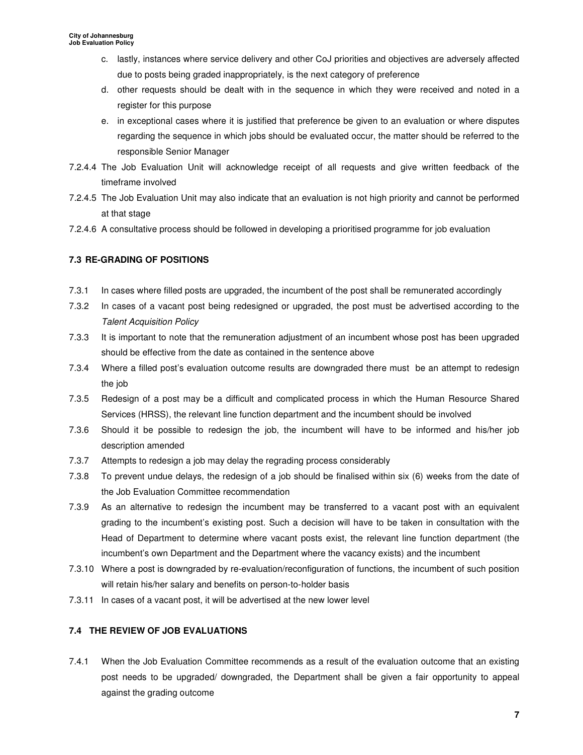c. lastly, instances where service delivery and other CoJ priorities and objectives are adversely affected due to posts being graded inappropriately, is the next category of preference
d. other requests should be dealt with in the sequence in which they were received and noted in a register for this purpose
e. in exceptional cases where it is justified that preference be given to an evaluation or where disputes regarding the sequence in which jobs should be evaluated occur, the matter should be referred to the responsible Senior Manager

7.2.4.4 The Job Evaluation Unit will acknowledge receipt of all requests and give written feedback of the timeframe involved

7.2.4.5 The Job Evaluation Unit may also indicate that an evaluation is not high priority and cannot be performed at that stage

7.2.4.6 A consultative process should be followed in developing a prioritised programme for job evaluation

### 7.3 RE-GRADING OF POSITIONS

7.3.1 In cases where filled posts are upgraded, the incumbent of the post shall be remunerated accordingly

7.3.2 In cases of a vacant post being redesigned or upgraded, the post must be advertised according to the *Talent Acquisition Policy*

7.3.3 It is important to note that the remuneration adjustment of an incumbent whose post has been upgraded should be effective from the date as contained in the sentence above

7.3.4 Where a filled post's evaluation outcome results are downgraded there must be an attempt to redesign the job

7.3.5 Redesign of a post may be a difficult and complicated process in which the Human Resource Shared Services (HRSS), the relevant line function department and the incumbent should be involved

7.3.6 Should it be possible to redesign the job, the incumbent will have to be informed and his/her job description amended

7.3.7 Attempts to redesign a job may delay the regrading process considerably

7.3.8 To prevent undue delays, the redesign of a job should be finalised within six (6) weeks from the date of the Job Evaluation Committee recommendation

7.3.9 As an alternative to redesign the incumbent may be transferred to a vacant post with an equivalent grading to the incumbent's existing post. Such a decision will have to be taken in consultation with the Head of Department to determine where vacant posts exist, the relevant line function department (the incumbent's own Department and the Department where the vacancy exists) and the incumbent

7.3.10 Where a post is downgraded by re-evaluation/reconfiguration of functions, the incumbent of such position will retain his/her salary and benefits on person-to-holder basis

7.3.11 In cases of a vacant post, it will be advertised at the new lower level

### 7.4 THE REVIEW OF JOB EVALUATIONS

7.4.1 When the Job Evaluation Committee recommends as a result of the evaluation outcome that an existing post needs to be upgraded/ downgraded, the Department shall be given a fair opportunity to appeal against the grading outcome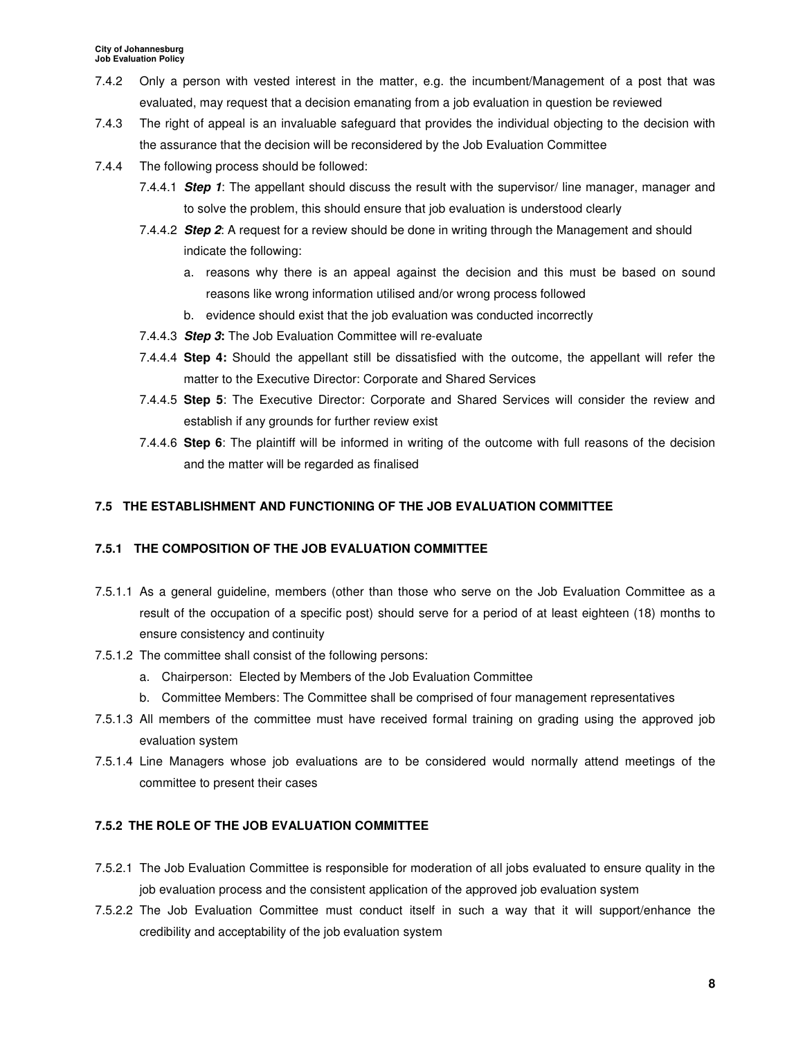7.4.2 Only a person with vested interest in the matter, e.g. the incumbent/Management of a post that was evaluated, may request that a decision emanating from a job evaluation in question be reviewed

7.4.3 The right of appeal is an invaluable safeguard that provides the individual objecting to the decision with the assurance that the decision will be reconsidered by the Job Evaluation Committee

7.4.4 The following process should be followed:

7.4.4.1 ***Step 1***: The appellant should discuss the result with the supervisor/ line manager, manager and to solve the problem, this should ensure that job evaluation is understood clearly

7.4.4.2 ***Step 2***: A request for a review should be done in writing through the Management and should indicate the following:

a. reasons why there is an appeal against the decision and this must be based on sound reasons like wrong information utilised and/or wrong process followed
b. evidence should exist that the job evaluation was conducted incorrectly

7.4.4.3 ***Step 3*:** The Job Evaluation Committee will re-evaluate

7.4.4.4 **Step 4:** Should the appellant still be dissatisfied with the outcome, the appellant will refer the matter to the Executive Director: Corporate and Shared Services

7.4.4.5 **Step 5**: The Executive Director: Corporate and Shared Services will consider the review and establish if any grounds for further review exist

7.4.4.6 **Step 6**: The plaintiff will be informed in writing of the outcome with full reasons of the decision and the matter will be regarded as finalised

### 7.5 THE ESTABLISHMENT AND FUNCTIONING OF THE JOB EVALUATION COMMITTEE

#### 7.5.1 THE COMPOSITION OF THE JOB EVALUATION COMMITTEE

7.5.1.1 As a general guideline, members (other than those who serve on the Job Evaluation Committee as a result of the occupation of a specific post) should serve for a period of at least eighteen (18) months to ensure consistency and continuity

7.5.1.2 The committee shall consist of the following persons:

a. Chairperson: Elected by Members of the Job Evaluation Committee
b. Committee Members: The Committee shall be comprised of four management representatives

7.5.1.3 All members of the committee must have received formal training on grading using the approved job evaluation system

7.5.1.4 Line Managers whose job evaluations are to be considered would normally attend meetings of the committee to present their cases

#### 7.5.2 THE ROLE OF THE JOB EVALUATION COMMITTEE

7.5.2.1 The Job Evaluation Committee is responsible for moderation of all jobs evaluated to ensure quality in the job evaluation process and the consistent application of the approved job evaluation system

7.5.2.2 The Job Evaluation Committee must conduct itself in such a way that it will support/enhance the credibility and acceptability of the job evaluation system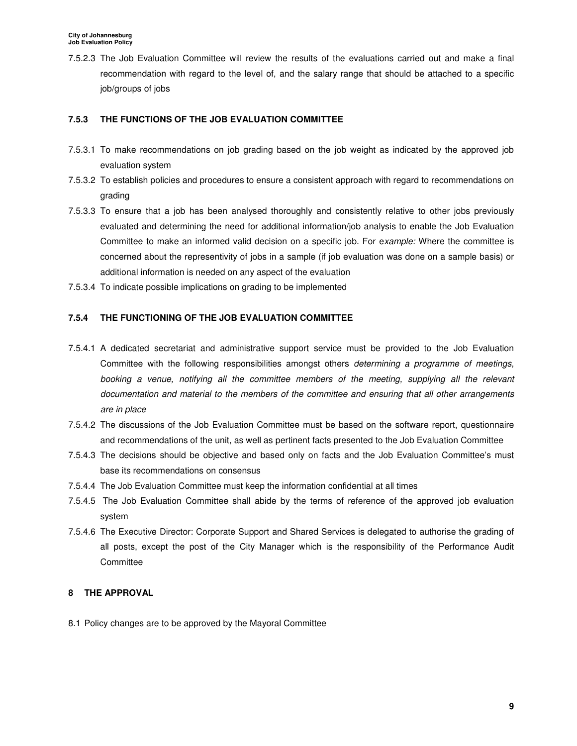7.5.2.3 The Job Evaluation Committee will review the results of the evaluations carried out and make a final recommendation with regard to the level of, and the salary range that should be attached to a specific job/groups of jobs

### 7.5.3 THE FUNCTIONS OF THE JOB EVALUATION COMMITTEE

7.5.3.1 To make recommendations on job grading based on the job weight as indicated by the approved job evaluation system

7.5.3.2 To establish policies and procedures to ensure a consistent approach with regard to recommendations on grading

7.5.3.3 To ensure that a job has been analysed thoroughly and consistently relative to other jobs previously evaluated and determining the need for additional information/job analysis to enable the Job Evaluation Committee to make an informed valid decision on a specific job. For e*xample:* Where the committee is concerned about the representivity of jobs in a sample (if job evaluation was done on a sample basis) or additional information is needed on any aspect of the evaluation

7.5.3.4 To indicate possible implications on grading to be implemented

### 7.5.4 THE FUNCTIONING OF THE JOB EVALUATION COMMITTEE

7.5.4.1 A dedicated secretariat and administrative support service must be provided to the Job Evaluation Committee with the following responsibilities amongst others *determining a programme of meetings, booking a venue, notifying all the committee members of the meeting, supplying all the relevant documentation and material to the members of the committee and ensuring that all other arrangements are in place*

7.5.4.2 The discussions of the Job Evaluation Committee must be based on the software report, questionnaire and recommendations of the unit, as well as pertinent facts presented to the Job Evaluation Committee

7.5.4.3 The decisions should be objective and based only on facts and the Job Evaluation Committee's must base its recommendations on consensus

7.5.4.4 The Job Evaluation Committee must keep the information confidential at all times

7.5.4.5 The Job Evaluation Committee shall abide by the terms of reference of the approved job evaluation system

7.5.4.6 The Executive Director: Corporate Support and Shared Services is delegated to authorise the grading of all posts, except the post of the City Manager which is the responsibility of the Performance Audit Committee

## 8 THE APPROVAL

8.1 Policy changes are to be approved by the Mayoral Committee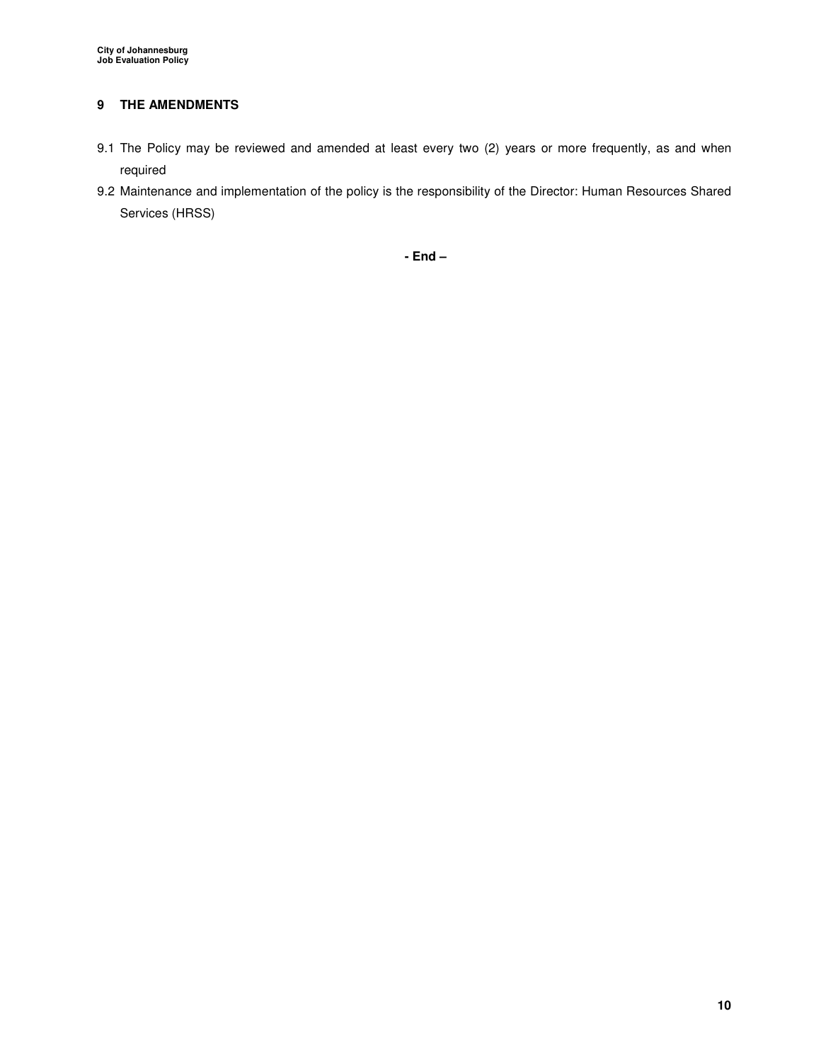## 9 THE AMENDMENTS

9.1 The Policy may be reviewed and amended at least every two (2) years or more frequently, as and when required

9.2 Maintenance and implementation of the policy is the responsibility of the Director: Human Resources Shared Services (HRSS)

**- End –**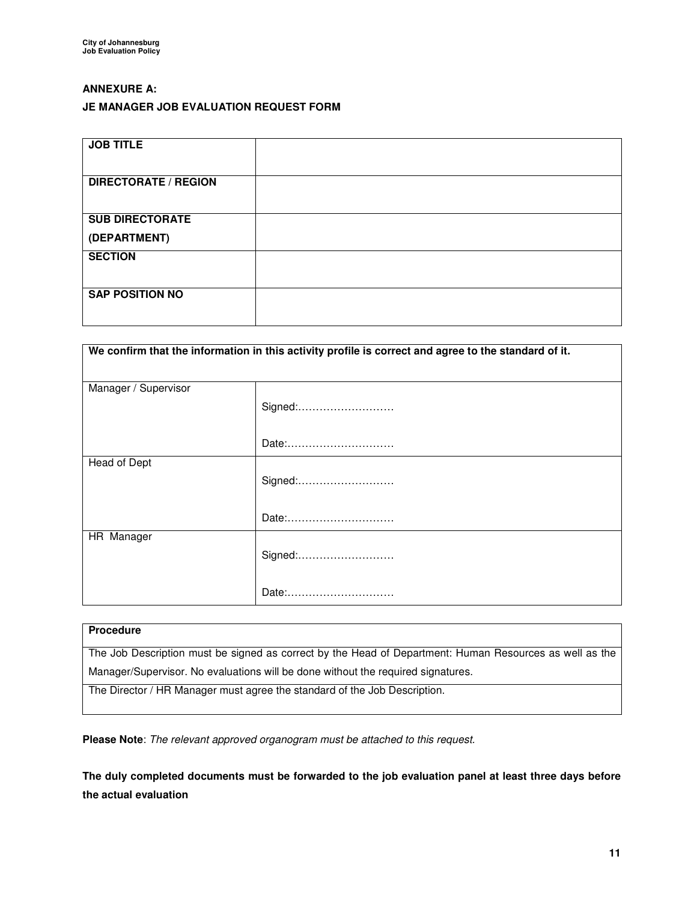## ANNEXURE A:

## JE MANAGER JOB EVALUATION REQUEST FORM

| **JOB TITLE** | |
|---|---|
| **DIRECTORATE / REGION** | |
| **SUB DIRECTORATE (DEPARTMENT)** | |
| **SECTION** | |
| **SAP POSITION NO** | |

| **We confirm that the information in this activity profile is correct and agree to the standard of it.** | |
|---|---|
| Manager / Supervisor | Signed:……………………… <br> Date:………………………… |
| Head of Dept | Signed:……………………… <br> Date:………………………… |
| HR Manager | Signed:……………………… <br> Date:………………………… |

| **Procedure** |
|---|
| The Job Description must be signed as correct by the Head of Department: Human Resources as well as the Manager/Supervisor. No evaluations will be done without the required signatures. |
| The Director / HR Manager must agree the standard of the Job Description. |

**Please Note**: *The relevant approved organogram must be attached to this request.*

**The duly completed documents must be forwarded to the job evaluation panel at least three days before the actual evaluation**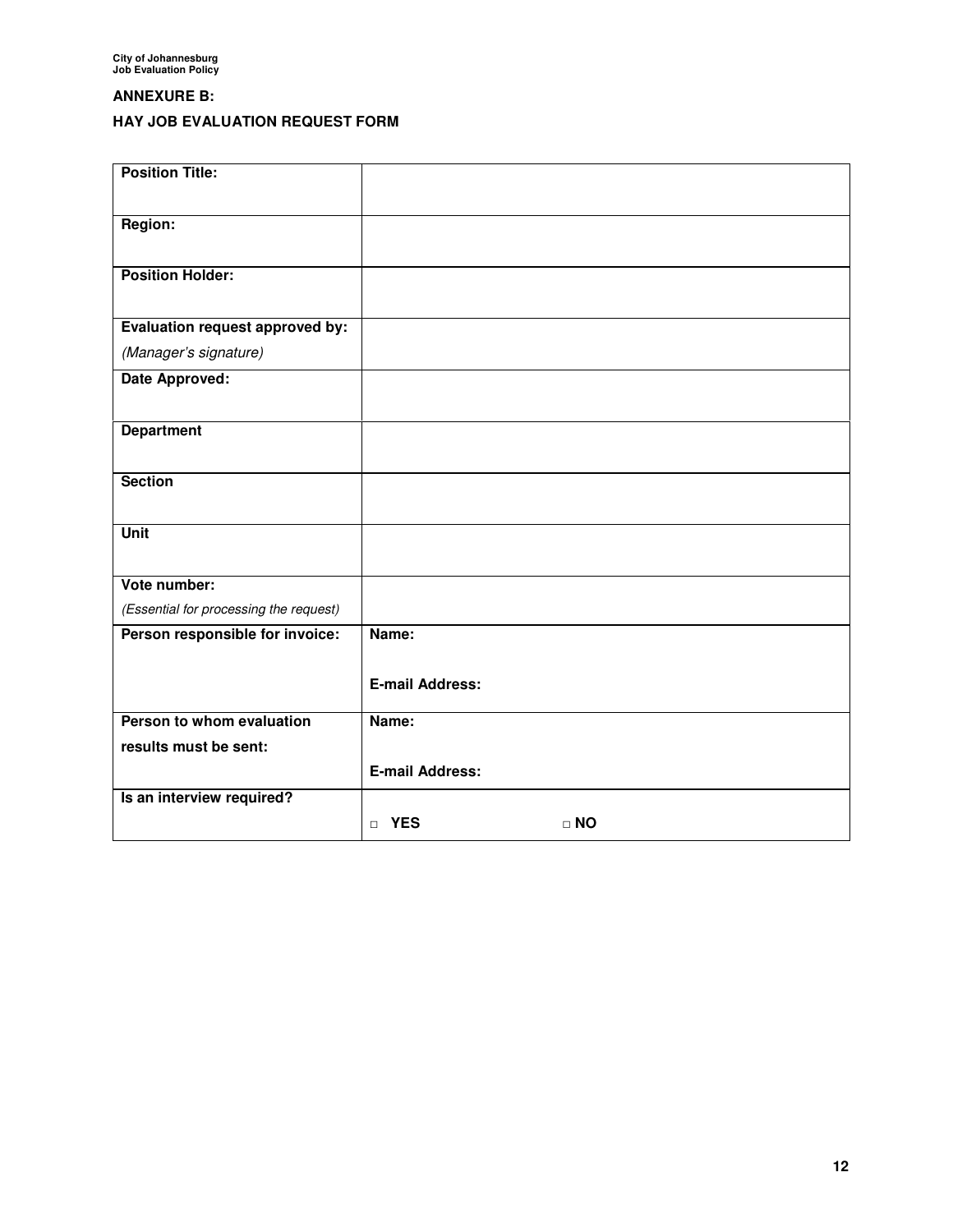**ANNEXURE B:**

**HAY JOB EVALUATION REQUEST FORM**

| | |
|---|---|
| **Position Title:** | |
| **Region:** | |
| **Position Holder:** | |
| **Evaluation request approved by:** *(Manager's signature)* | |
| **Date Approved:** | |
| **Department** | |
| **Section** | |
| **Unit** | |
| **Vote number:** *(Essential for processing the request)* | |
| **Person responsible for invoice:** | **Name:** <br> **E-mail Address:** |
| **Person to whom evaluation results must be sent:** | **Name:** <br> **E-mail Address:** |
| **Is an interview required?** | □ **YES** □ **NO** |